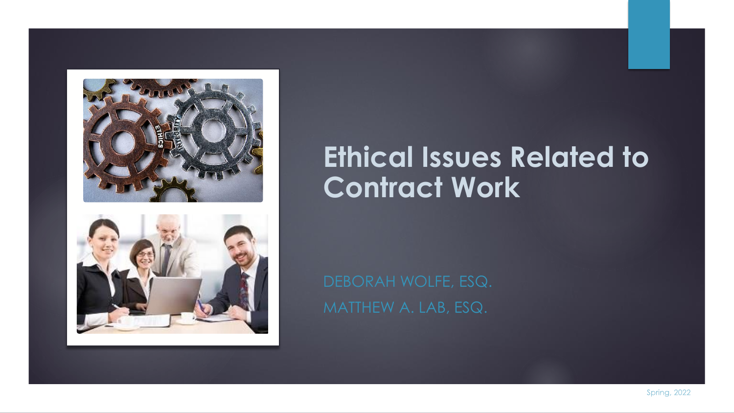# Ethical Issues Related to Contract Work

DEBORAH WOLFE, ESQ.

MATTHEW A. LAB, ESQ.

Spring, 2022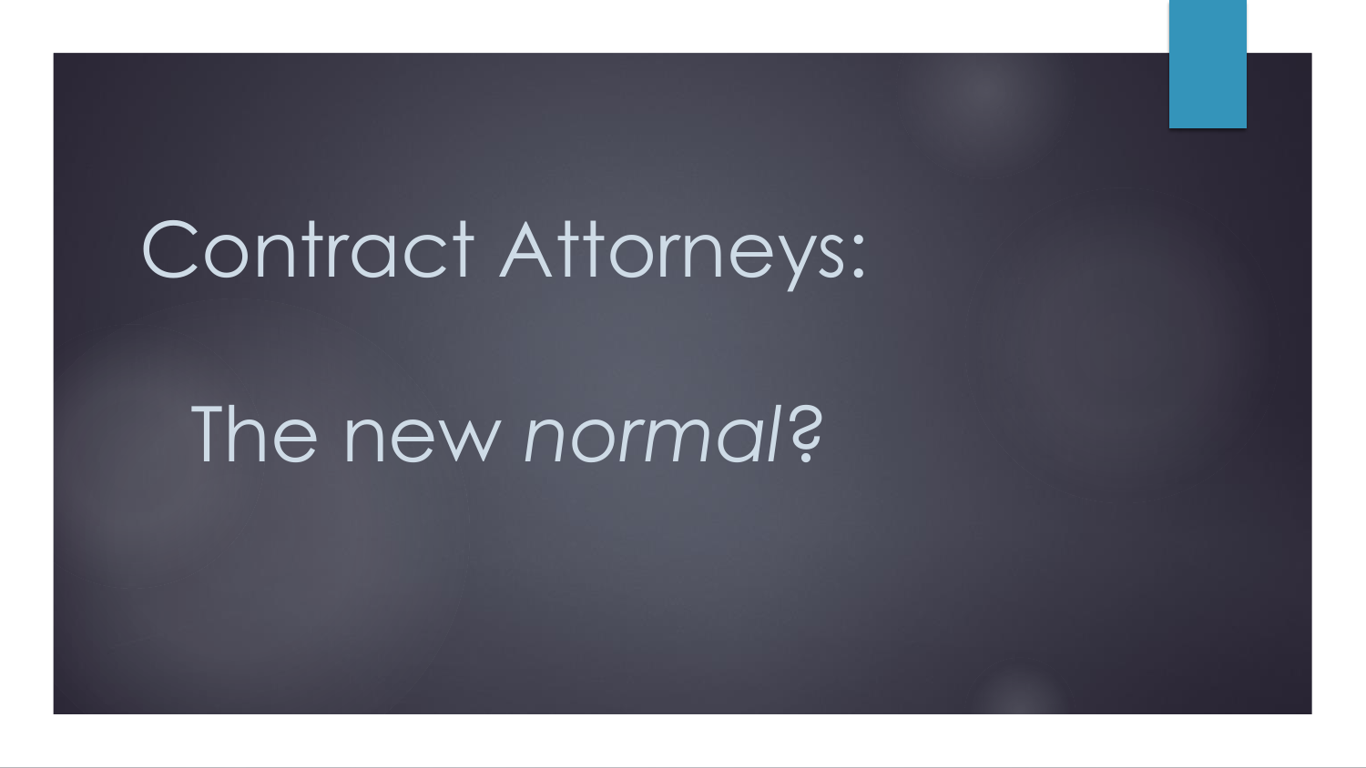# Contract Attorneys:

## The new *normal*?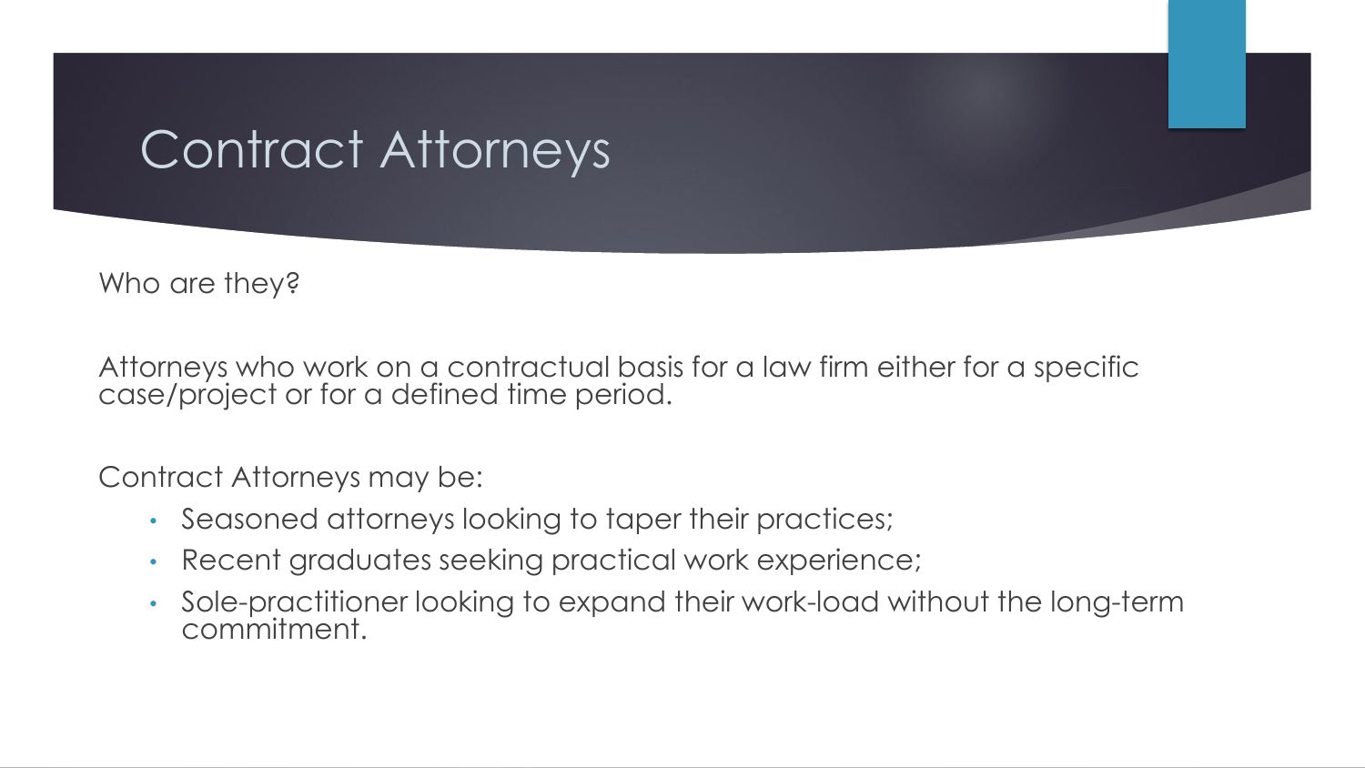# Contract Attorneys

Who are they?

Attorneys who work on a contractual basis for a law firm either for a specific case/project or for a defined time period.

Contract Attorneys may be:

- Seasoned attorneys looking to taper their practices;
- Recent graduates seeking practical work experience;
- Sole-practitioner looking to expand their work-load without the long-term commitment.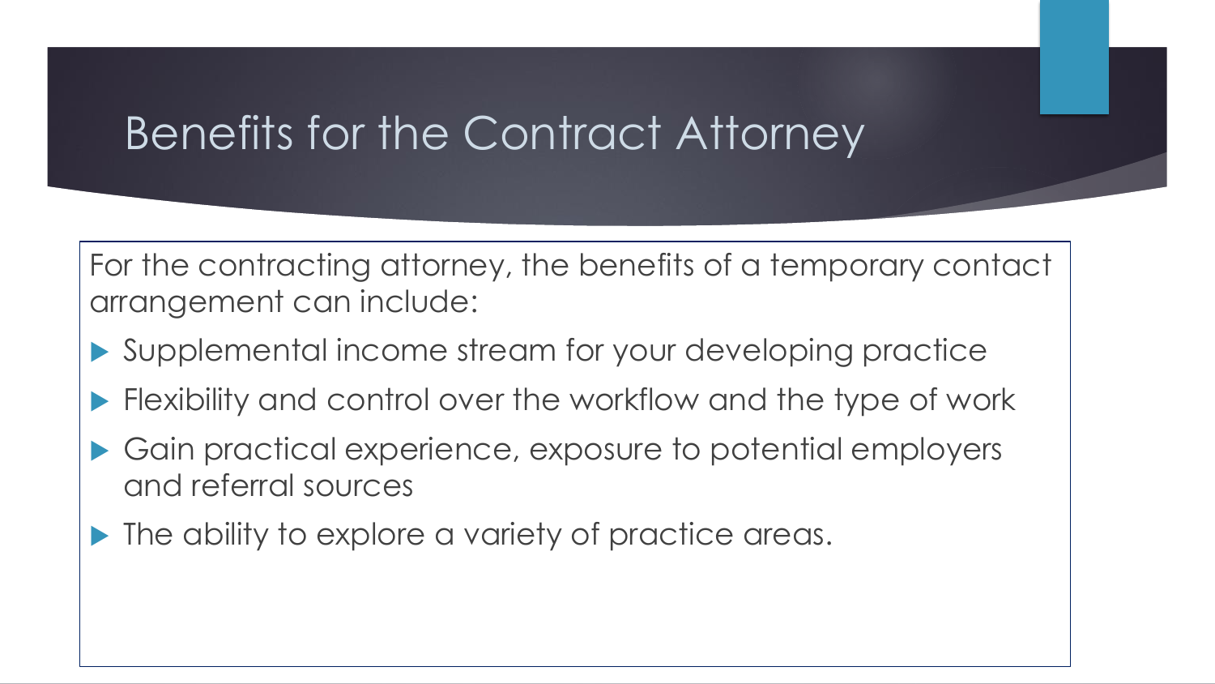# Benefits for the Contract Attorney

For the contracting attorney, the benefits of a temporary contact arrangement can include:

- Supplemental income stream for your developing practice
- Flexibility and control over the workflow and the type of work
- Gain practical experience, exposure to potential employers and referral sources
- The ability to explore a variety of practice areas.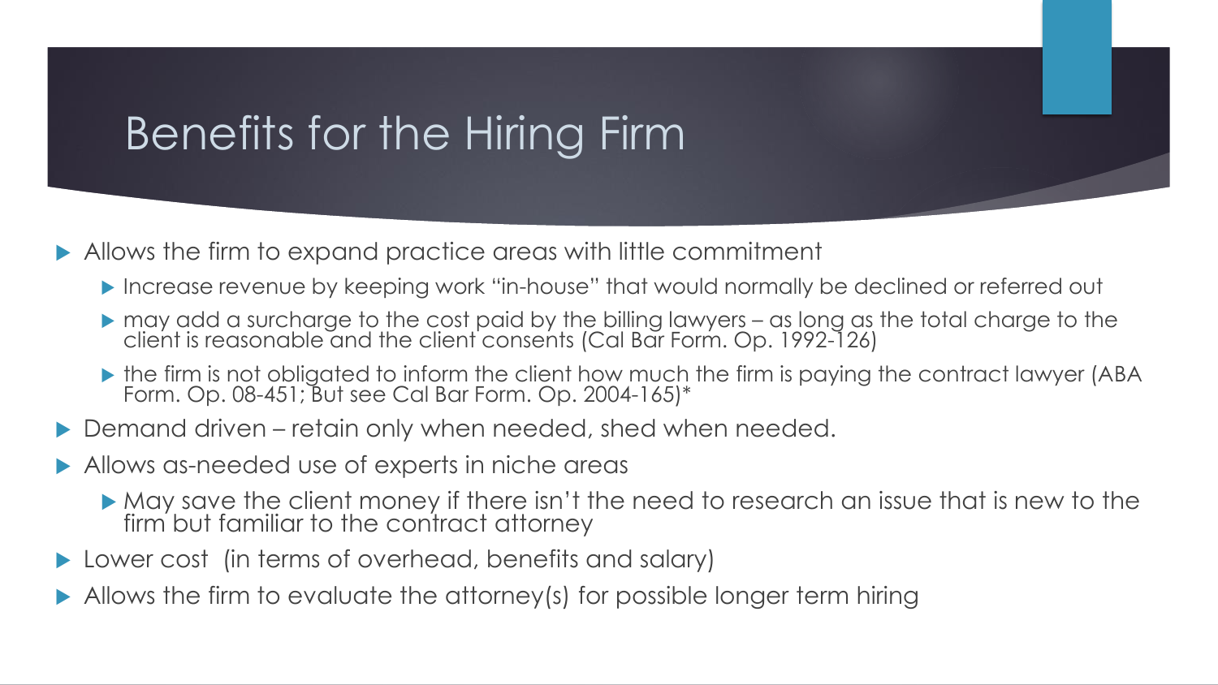# Benefits for the Hiring Firm

- Allows the firm to expand practice areas with little commitment
  - Increase revenue by keeping work "in-house" that would normally be declined or referred out
  - may add a surcharge to the cost paid by the billing lawyers – as long as the total charge to the client is reasonable and the client consents (Cal Bar Form. Op. 1992-126)
  - the firm is not obligated to inform the client how much the firm is paying the contract lawyer (ABA Form. Op. 08-451; But see Cal Bar Form. Op. 2004-165)*
- Demand driven – retain only when needed, shed when needed.
- Allows as-needed use of experts in niche areas
  - May save the client money if there isn't the need to research an issue that is new to the firm but familiar to the contract attorney
- Lower cost (in terms of overhead, benefits and salary)
- Allows the firm to evaluate the attorney(s) for possible longer term hiring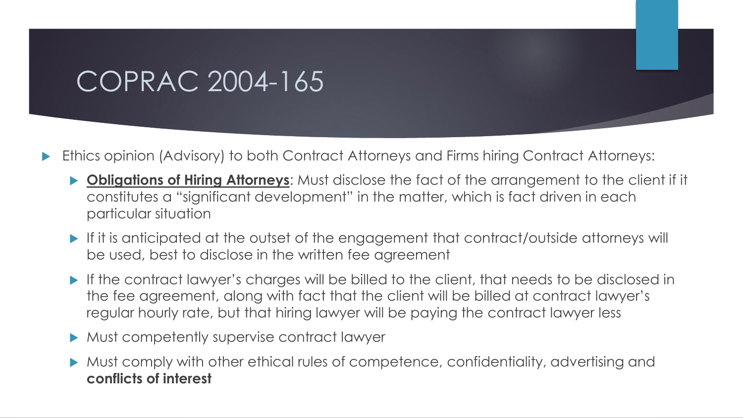# COPRAC 2004-165

- Ethics opinion (Advisory) to both Contract Attorneys and Firms hiring Contract Attorneys:
  - **Obligations of Hiring Attorneys**: Must disclose the fact of the arrangement to the client if it constitutes a "significant development" in the matter, which is fact driven in each particular situation
  - If it is anticipated at the outset of the engagement that contract/outside attorneys will be used, best to disclose in the written fee agreement
  - If the contract lawyer's charges will be billed to the client, that needs to be disclosed in the fee agreement, along with fact that the client will be billed at contract lawyer's regular hourly rate, but that hiring lawyer will be paying the contract lawyer less
  - Must competently supervise contract lawyer
  - Must comply with other ethical rules of competence, confidentiality, advertising and **conflicts of interest**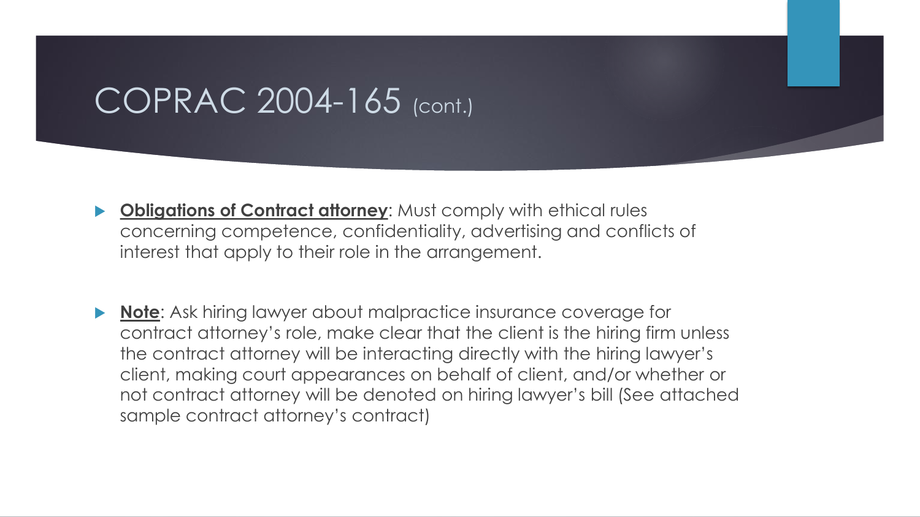# COPRAC 2004-165 (cont.)

- **Obligations of Contract attorney**: Must comply with ethical rules concerning competence, confidentiality, advertising and conflicts of interest that apply to their role in the arrangement.

- **Note**: Ask hiring lawyer about malpractice insurance coverage for contract attorney's role, make clear that the client is the hiring firm unless the contract attorney will be interacting directly with the hiring lawyer's client, making court appearances on behalf of client, and/or whether or not contract attorney will be denoted on hiring lawyer's bill (See attached sample contract attorney's contract)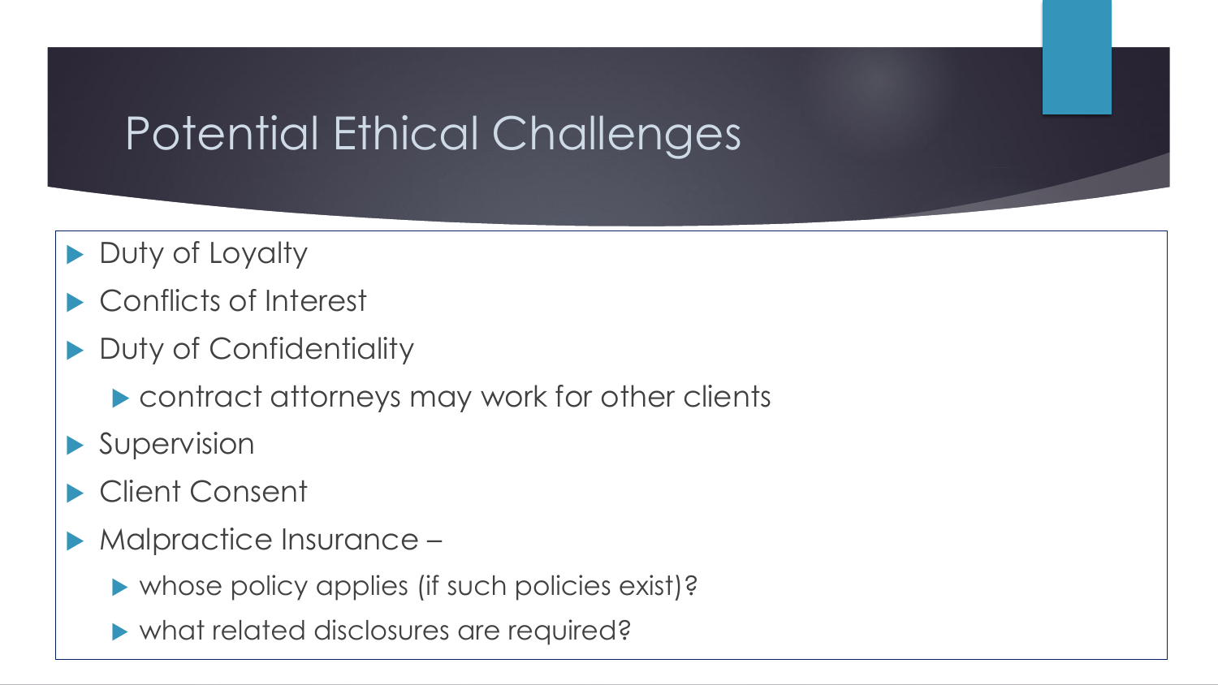# Potential Ethical Challenges

- Duty of Loyalty
- Conflicts of Interest
- Duty of Confidentiality
  - contract attorneys may work for other clients
- Supervision
- Client Consent
- Malpractice Insurance –
  - whose policy applies (if such policies exist)?
  - what related disclosures are required?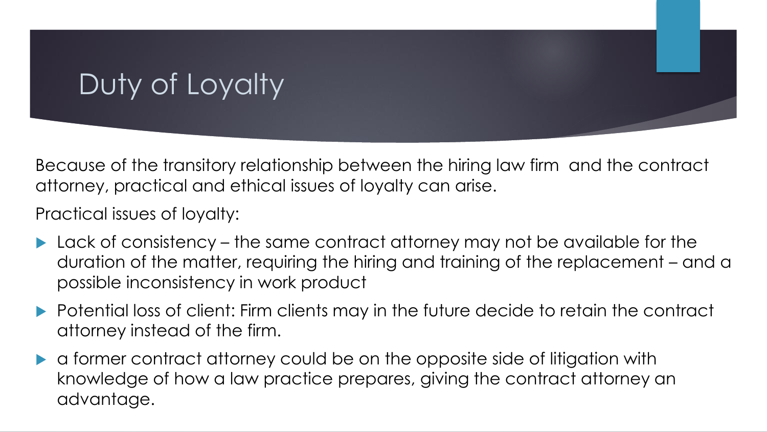# Duty of Loyalty

Because of the transitory relationship between the hiring law firm and the contract attorney, practical and ethical issues of loyalty can arise.

Practical issues of loyalty:

- Lack of consistency – the same contract attorney may not be available for the duration of the matter, requiring the hiring and training of the replacement – and a possible inconsistency in work product
- Potential loss of client: Firm clients may in the future decide to retain the contract attorney instead of the firm.
- a former contract attorney could be on the opposite side of litigation with knowledge of how a law practice prepares, giving the contract attorney an advantage.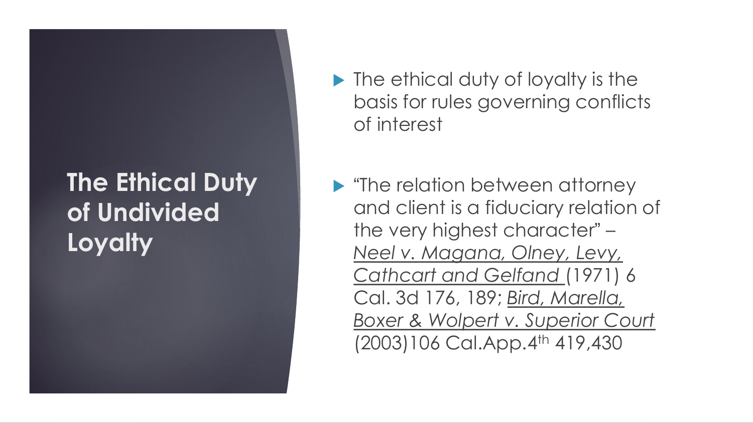# The Ethical Duty of Undivided Loyalty

- The ethical duty of loyalty is the basis for rules governing conflicts of interest

- "The relation between attorney and client is a fiduciary relation of the very highest character" – *Neel v. Magana, Olney, Levy, Cathcart and Gelfand* (1971) 6 Cal. 3d 176, 189; *Bird, Marella, Boxer & Wolpert v. Superior Court* (2003)106 Cal.App.4th 419,430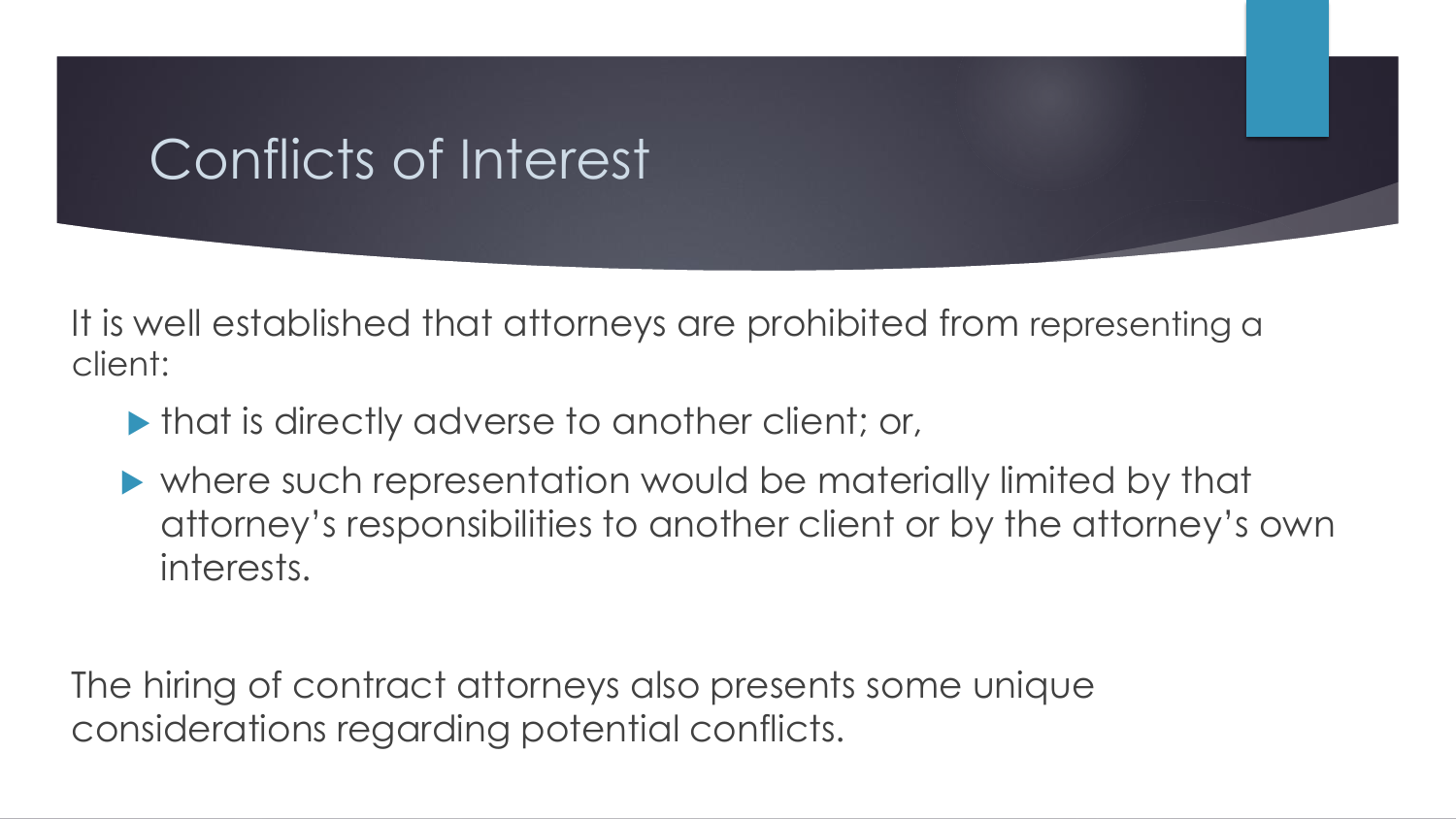# Conflicts of Interest

It is well established that attorneys are prohibited from representing a client:

- that is directly adverse to another client; or,
- where such representation would be materially limited by that attorney's responsibilities to another client or by the attorney's own interests.

The hiring of contract attorneys also presents some unique considerations regarding potential conflicts.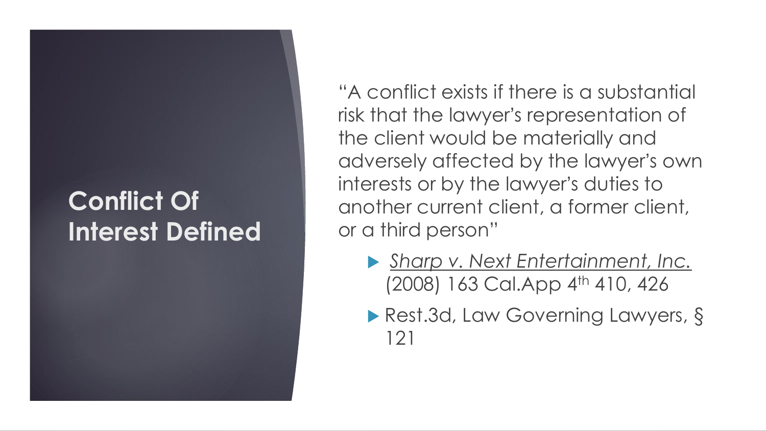# Conflict Of Interest Defined

"A conflict exists if there is a substantial risk that the lawyer's representation of the client would be materially and adversely affected by the lawyer's own interests or by the lawyer's duties to another current client, a former client, or a third person"

- *Sharp v. Next Entertainment, Inc.* (2008) 163 Cal.App 4th 410, 426
- Rest.3d, Law Governing Lawyers, § 121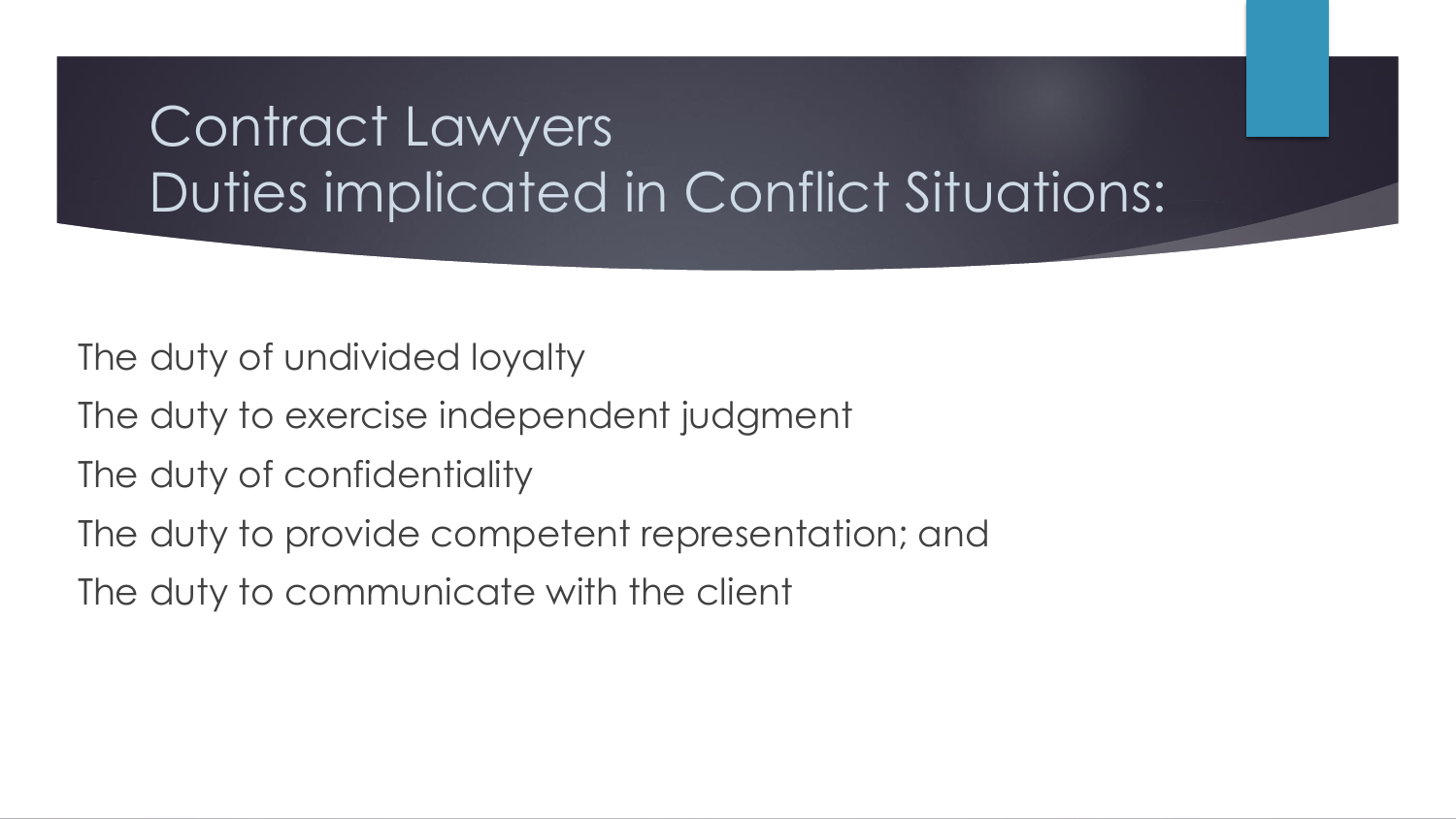# Contract Lawyers
# Duties implicated in Conflict Situations:

The duty of undivided loyalty

The duty to exercise independent judgment

The duty of confidentiality

The duty to provide competent representation; and

The duty to communicate with the client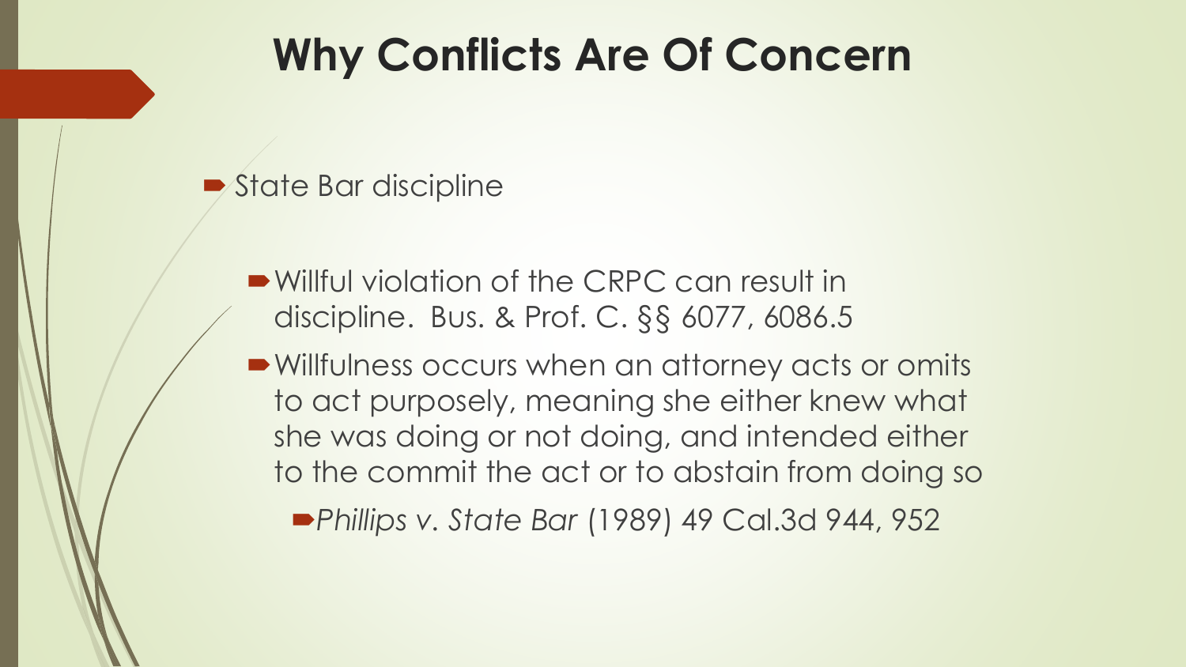# Why Conflicts Are Of Concern

- State Bar discipline
  - Willful violation of the CRPC can result in discipline. Bus. & Prof. C. §§ 6077, 6086.5
  - Willfulness occurs when an attorney acts or omits to act purposely, meaning she either knew what she was doing or not doing, and intended either to the commit the act or to abstain from doing so
    - *Phillips v. State Bar* (1989) 49 Cal.3d 944, 952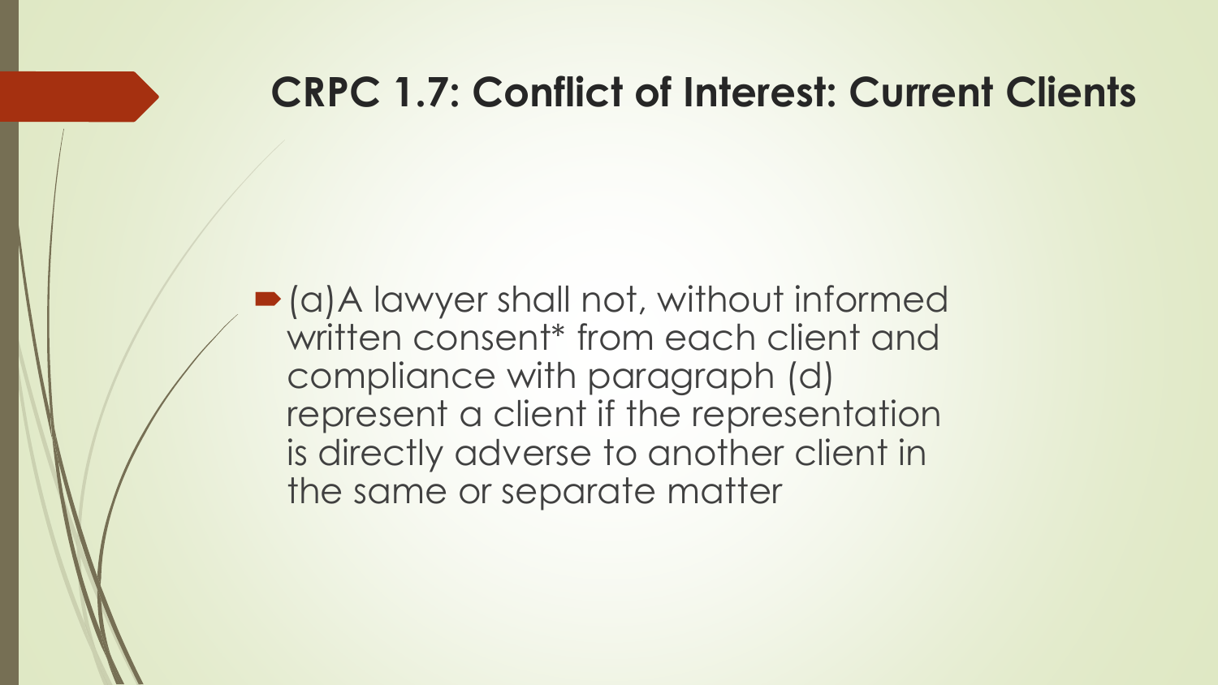# CRPC 1.7: Conflict of Interest: Current Clients

- (a)A lawyer shall not, without informed written consent* from each client and compliance with paragraph (d) represent a client if the representation is directly adverse to another client in the same or separate matter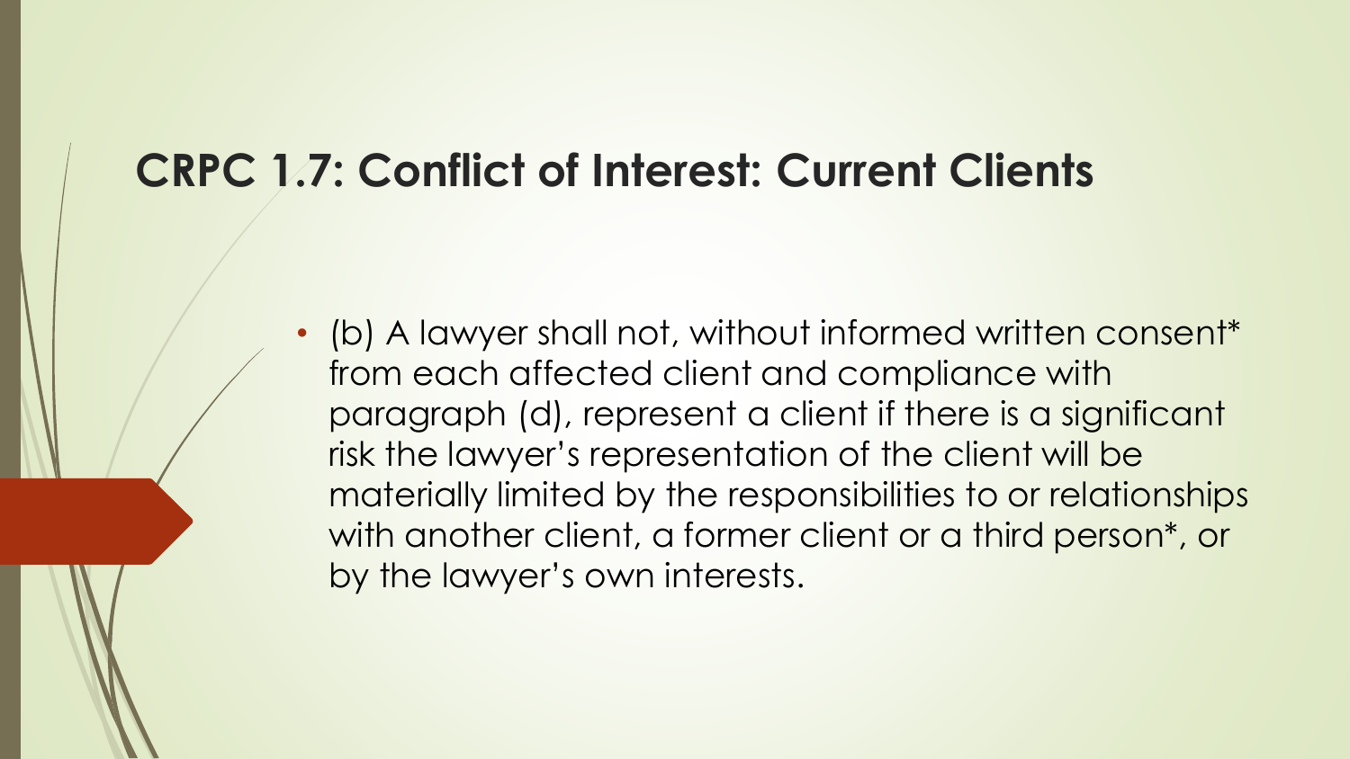# CRPC 1.7: Conflict of Interest: Current Clients

- (b) A lawyer shall not, without informed written consent* from each affected client and compliance with paragraph (d), represent a client if there is a significant risk the lawyer's representation of the client will be materially limited by the responsibilities to or relationships with another client, a former client or a third person*, or by the lawyer's own interests.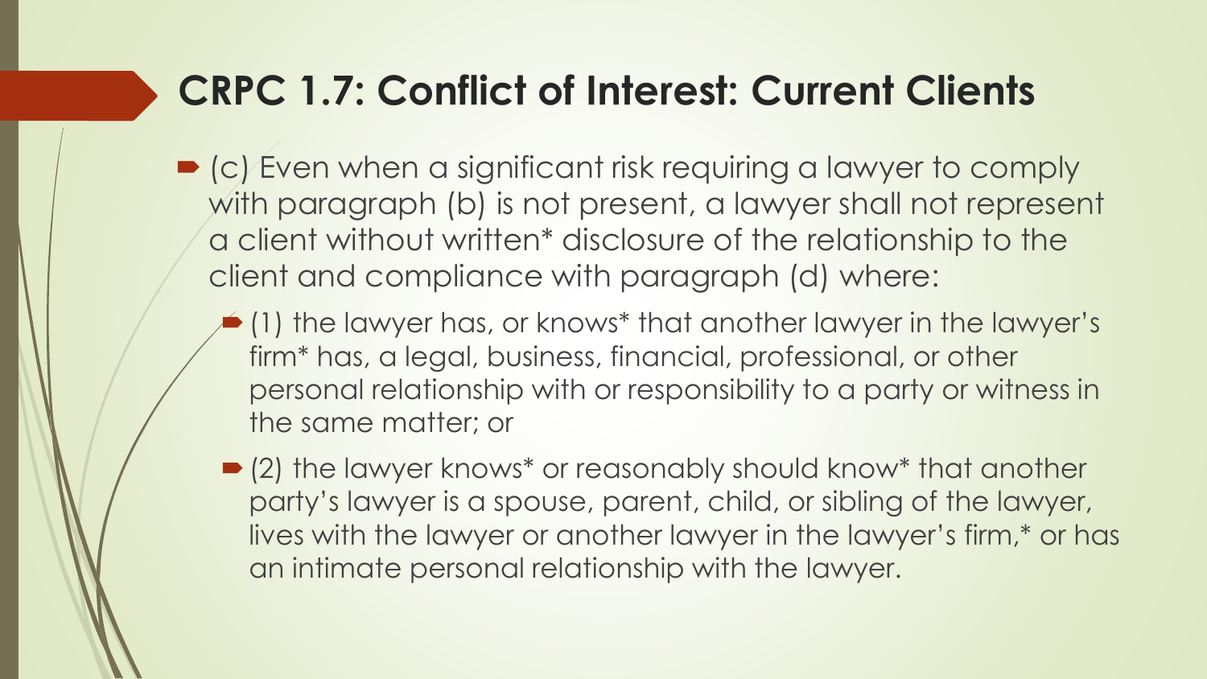# CRPC 1.7: Conflict of Interest: Current Clients

- (c) Even when a significant risk requiring a lawyer to comply with paragraph (b) is not present, a lawyer shall not represent a client without written* disclosure of the relationship to the client and compliance with paragraph (d) where:
  - (1) the lawyer has, or knows* that another lawyer in the lawyer's firm* has, a legal, business, financial, professional, or other personal relationship with or responsibility to a party or witness in the same matter; or
  - (2) the lawyer knows* or reasonably should know* that another party's lawyer is a spouse, parent, child, or sibling of the lawyer, lives with the lawyer or another lawyer in the lawyer's firm,* or has an intimate personal relationship with the lawyer.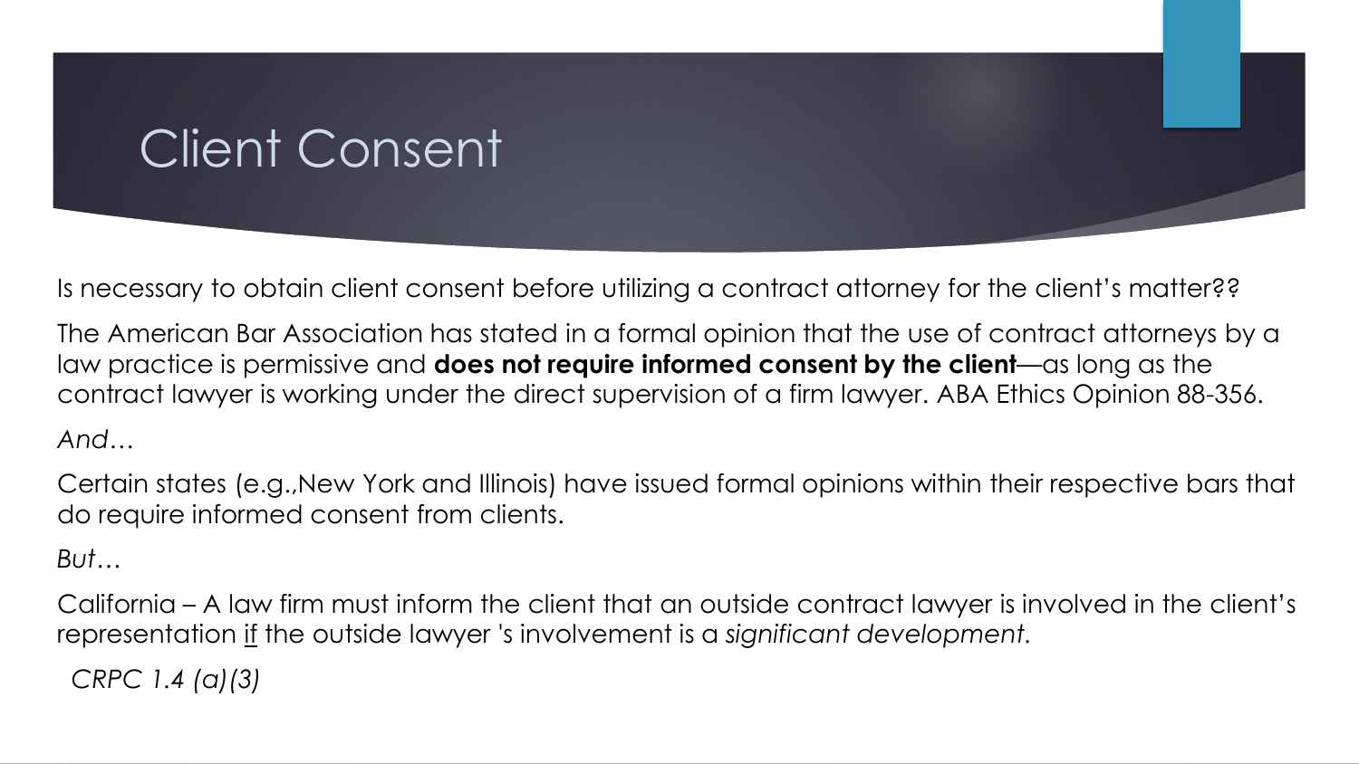# Client Consent

Is necessary to obtain client consent before utilizing a contract attorney for the client's matter??

The American Bar Association has stated in a formal opinion that the use of contract attorneys by a law practice is permissive and **does not require informed consent by the client**—as long as the contract lawyer is working under the direct supervision of a firm lawyer. ABA Ethics Opinion 88-356.

*And…*

Certain states (e.g.,New York and Illinois) have issued formal opinions within their respective bars that do require informed consent from clients.

*But…*

California – A law firm must inform the client that an outside contract lawyer is involved in the client's representation <u>if</u> the outside lawyer 's involvement is a *significant development.*

*CRPC 1.4 (a)(3)*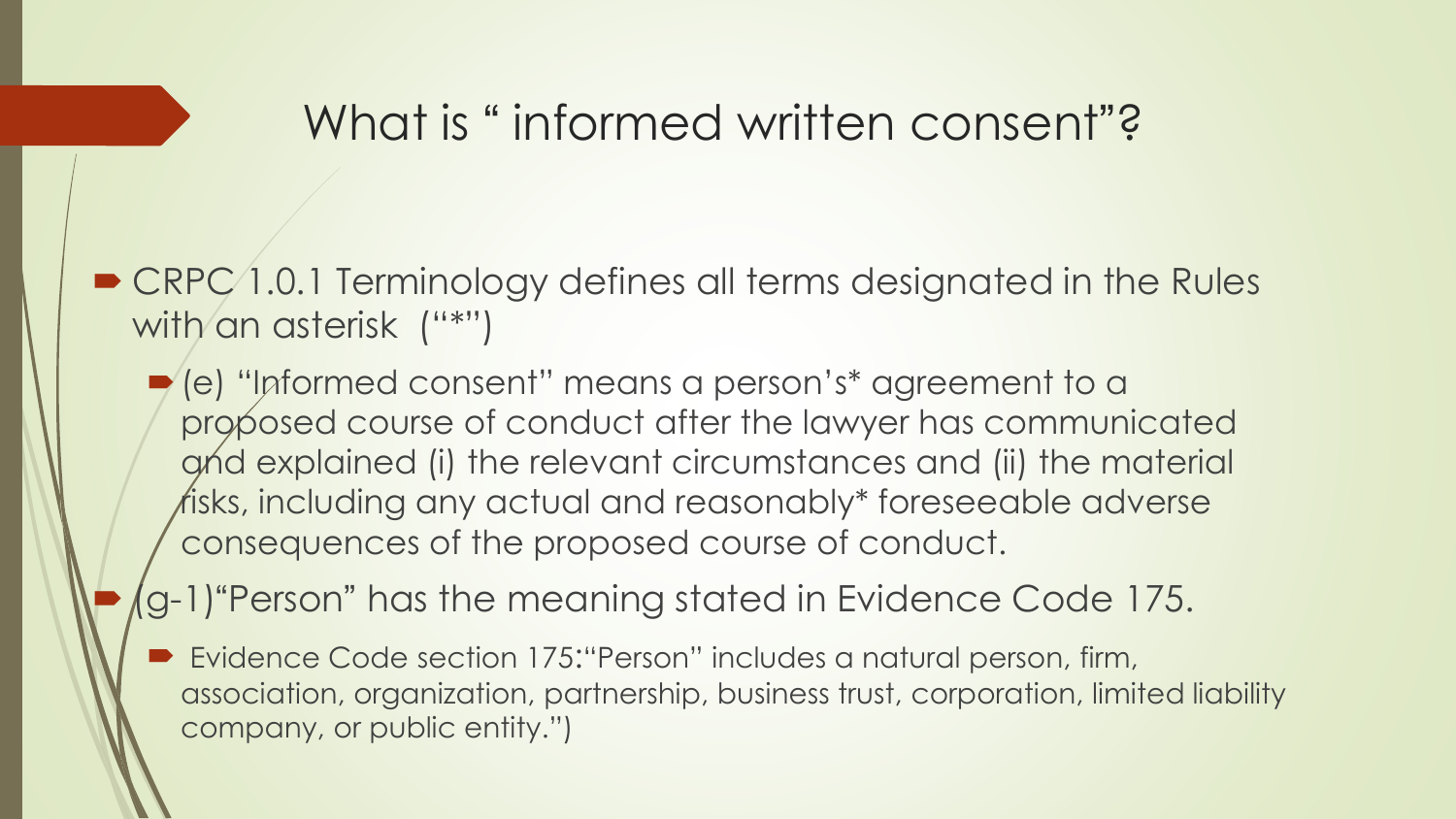# What is " informed written consent"?

- CRPC 1.0.1 Terminology defines all terms designated in the Rules with an asterisk ("*")
  - (e) "Informed consent" means a person's* agreement to a proposed course of conduct after the lawyer has communicated and explained (i) the relevant circumstances and (ii) the material risks, including any actual and reasonably* foreseeable adverse consequences of the proposed course of conduct.
- (g-1)"Person" has the meaning stated in Evidence Code 175.
  - Evidence Code section 175:"Person" includes a natural person, firm, association, organization, partnership, business trust, corporation, limited liability company, or public entity.")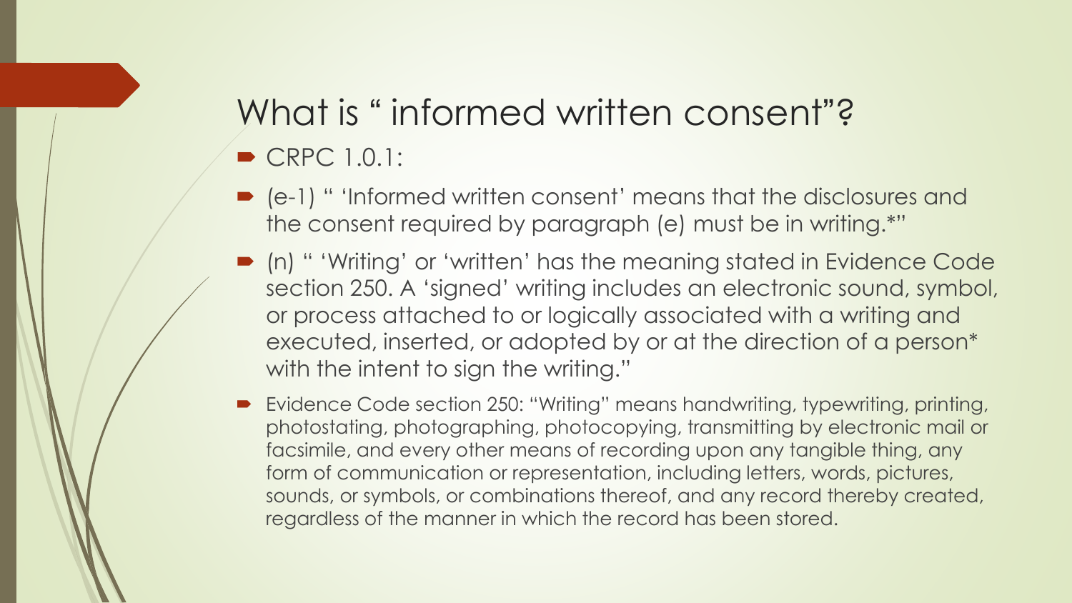# What is " informed written consent"?

- CRPC 1.0.1:
- (e-1) " 'Informed written consent' means that the disclosures and the consent required by paragraph (e) must be in writing.*"
- (n) " 'Writing' or 'written' has the meaning stated in Evidence Code section 250. A 'signed' writing includes an electronic sound, symbol, or process attached to or logically associated with a writing and executed, inserted, or adopted by or at the direction of a person* with the intent to sign the writing."
- Evidence Code section 250: "Writing" means handwriting, typewriting, printing, photostating, photographing, photocopying, transmitting by electronic mail or facsimile, and every other means of recording upon any tangible thing, any form of communication or representation, including letters, words, pictures, sounds, or symbols, or combinations thereof, and any record thereby created, regardless of the manner in which the record has been stored.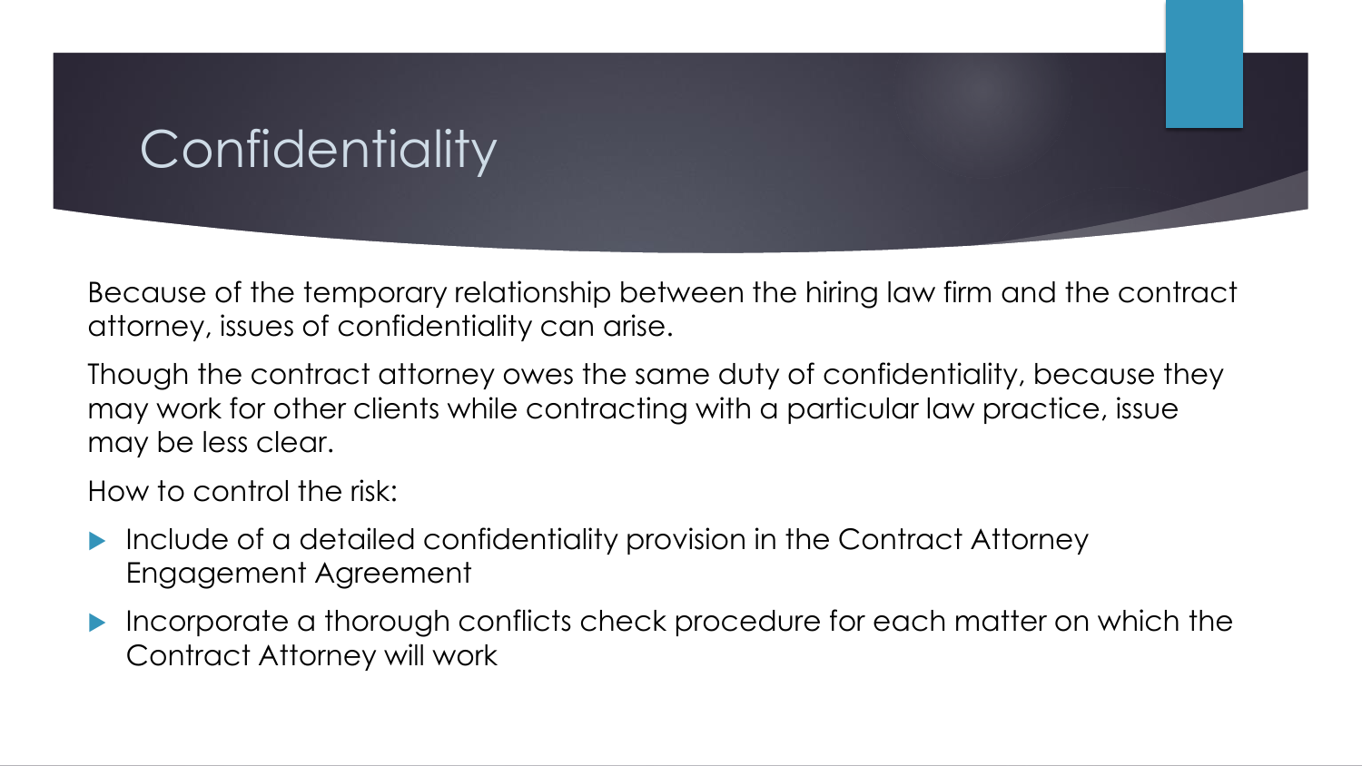# Confidentiality

Because of the temporary relationship between the hiring law firm and the contract attorney, issues of confidentiality can arise.

Though the contract attorney owes the same duty of confidentiality, because they may work for other clients while contracting with a particular law practice, issue may be less clear.

How to control the risk:

- Include of a detailed confidentiality provision in the Contract Attorney Engagement Agreement
- Incorporate a thorough conflicts check procedure for each matter on which the Contract Attorney will work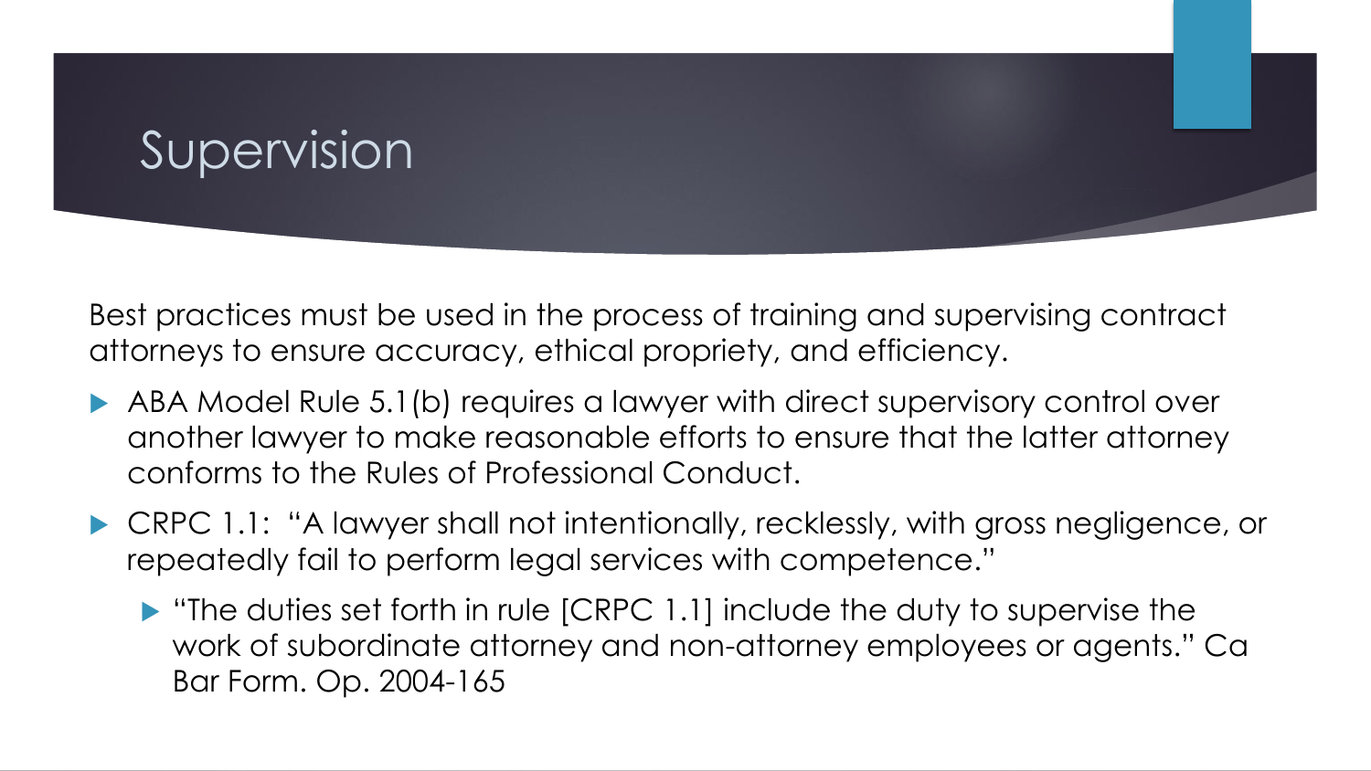# Supervision

Best practices must be used in the process of training and supervising contract attorneys to ensure accuracy, ethical propriety, and efficiency.

- ABA Model Rule 5.1(b) requires a lawyer with direct supervisory control over another lawyer to make reasonable efforts to ensure that the latter attorney conforms to the Rules of Professional Conduct.
- CRPC 1.1: "A lawyer shall not intentionally, recklessly, with gross negligence, or repeatedly fail to perform legal services with competence."
  - "The duties set forth in rule [CRPC 1.1] include the duty to supervise the work of subordinate attorney and non-attorney employees or agents." Ca Bar Form. Op. 2004-165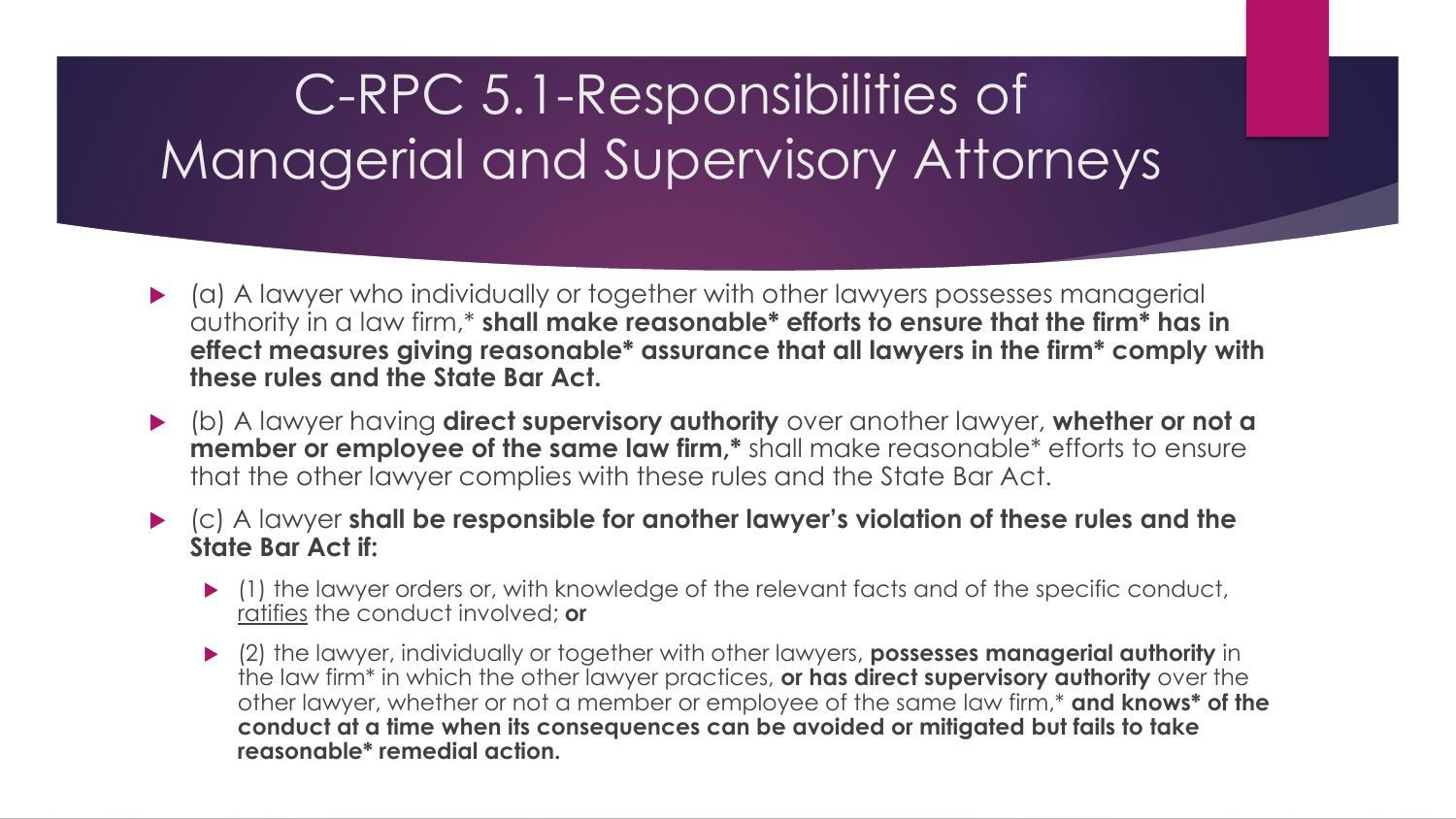# C-RPC 5.1-Responsibilities of Managerial and Supervisory Attorneys

- (a) A lawyer who individually or together with other lawyers possesses managerial authority in a law firm,* **shall make reasonable* efforts to ensure that the firm* has in effect measures giving reasonable* assurance that all lawyers in the firm* comply with these rules and the State Bar Act.**
- (b) A lawyer having **direct supervisory authority** over another lawyer, **whether or not a member or employee of the same law firm,*** shall make reasonable* efforts to ensure that the other lawyer complies with these rules and the State Bar Act.
- (c) A lawyer **shall be responsible for another lawyer's violation of these rules and the State Bar Act if:**
  - (1) the lawyer orders or, with knowledge of the relevant facts and of the specific conduct, <u>ratifies</u> the conduct involved; **or**
  - (2) the lawyer, individually or together with other lawyers, **possesses managerial authority** in the law firm* in which the other lawyer practices, **or has direct supervisory authority** over the other lawyer, whether or not a member or employee of the same law firm,* **and knows* of the conduct at a time when its consequences can be avoided or mitigated but fails to take reasonable* remedial action.**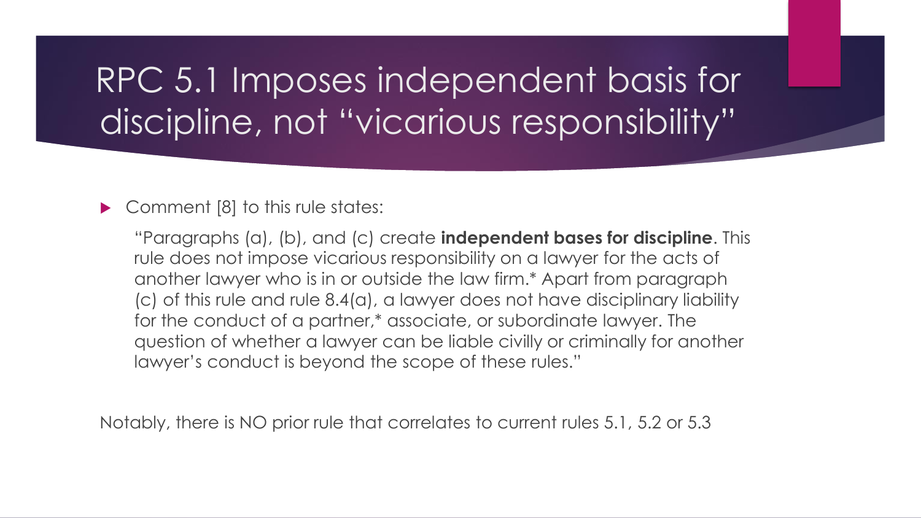# RPC 5.1 Imposes independent basis for discipline, not "vicarious responsibility"

- Comment [8] to this rule states:

  "Paragraphs (a), (b), and (c) create **independent bases for discipline**. This rule does not impose vicarious responsibility on a lawyer for the acts of another lawyer who is in or outside the law firm.* Apart from paragraph (c) of this rule and rule 8.4(a), a lawyer does not have disciplinary liability for the conduct of a partner,* associate, or subordinate lawyer. The question of whether a lawyer can be liable civilly or criminally for another lawyer's conduct is beyond the scope of these rules."

Notably, there is NO prior rule that correlates to current rules 5.1, 5.2 or 5.3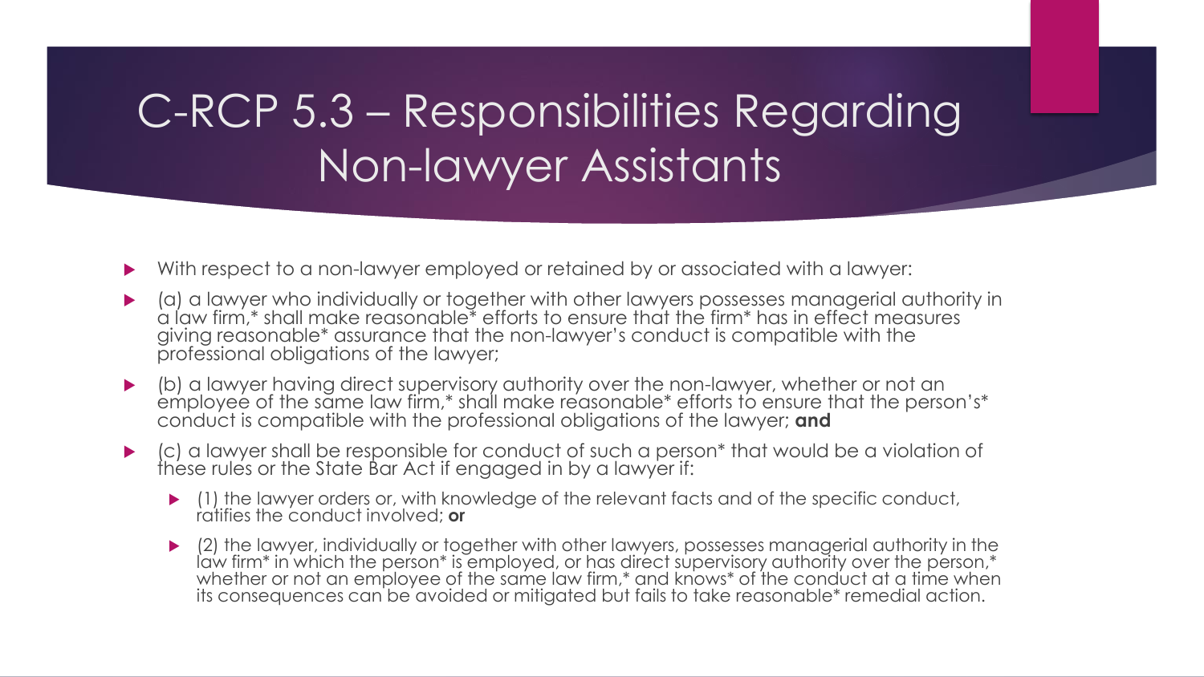# C-RCP 5.3 – Responsibilities Regarding Non-lawyer Assistants

- With respect to a non-lawyer employed or retained by or associated with a lawyer:
- (a) a lawyer who individually or together with other lawyers possesses managerial authority in a law firm,* shall make reasonable* efforts to ensure that the firm* has in effect measures giving reasonable* assurance that the non-lawyer's conduct is compatible with the professional obligations of the lawyer;
- (b) a lawyer having direct supervisory authority over the non-lawyer, whether or not an employee of the same law firm,* shall make reasonable* efforts to ensure that the person's* conduct is compatible with the professional obligations of the lawyer; **and**
- (c) a lawyer shall be responsible for conduct of such a person* that would be a violation of these rules or the State Bar Act if engaged in by a lawyer if:
  - (1) the lawyer orders or, with knowledge of the relevant facts and of the specific conduct, ratifies the conduct involved; **or**
  - (2) the lawyer, individually or together with other lawyers, possesses managerial authority in the law firm* in which the person* is employed, or has direct supervisory authority over the person,* whether or not an employee of the same law firm,* and knows* of the conduct at a time when its consequences can be avoided or mitigated but fails to take reasonable* remedial action.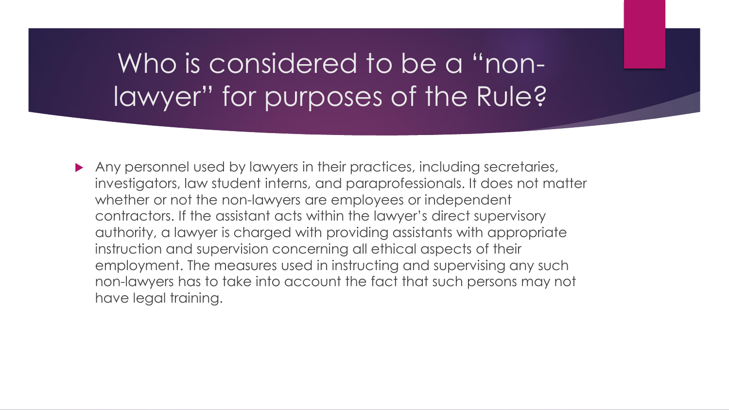# Who is considered to be a "non-lawyer" for purposes of the Rule?

- Any personnel used by lawyers in their practices, including secretaries, investigators, law student interns, and paraprofessionals. It does not matter whether or not the non-lawyers are employees or independent contractors. If the assistant acts within the lawyer's direct supervisory authority, a lawyer is charged with providing assistants with appropriate instruction and supervision concerning all ethical aspects of their employment. The measures used in instructing and supervising any such non-lawyers has to take into account the fact that such persons may not have legal training.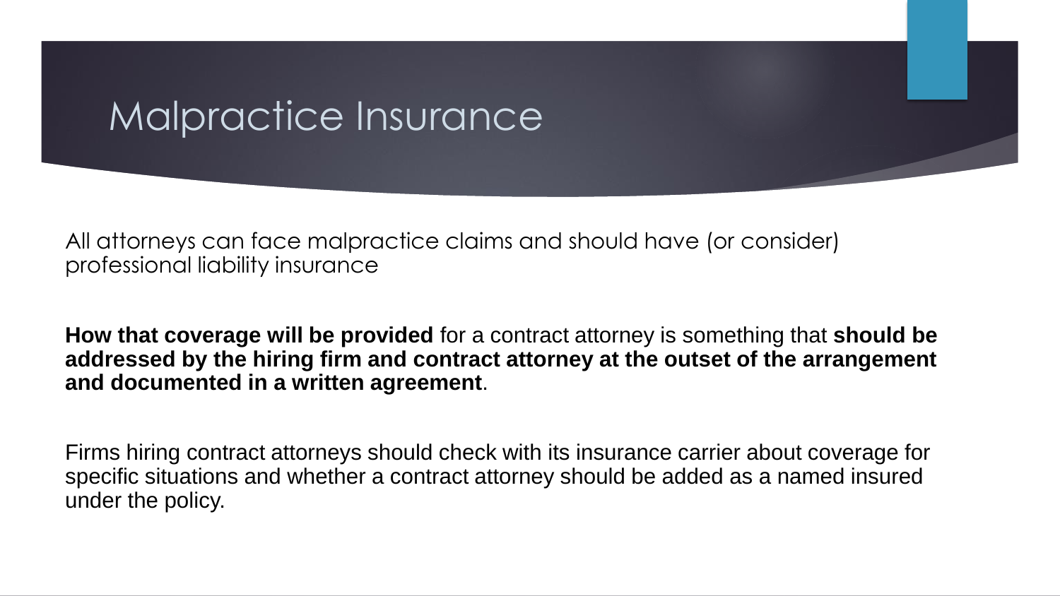# Malpractice Insurance

All attorneys can face malpractice claims and should have (or consider) professional liability insurance

**How that coverage will be provided** for a contract attorney is something that **should be addressed by the hiring firm and contract attorney at the outset of the arrangement and documented in a written agreement**.

Firms hiring contract attorneys should check with its insurance carrier about coverage for specific situations and whether a contract attorney should be added as a named insured under the policy.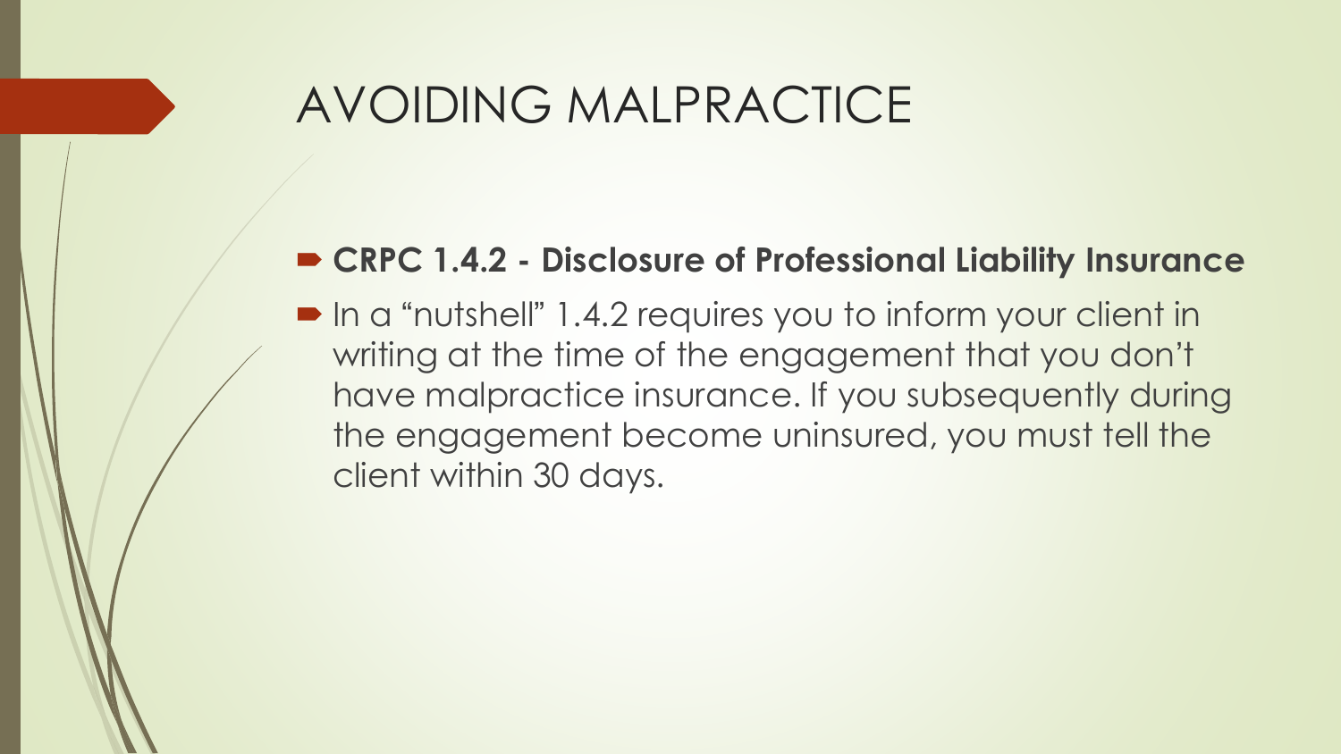# AVOIDING MALPRACTICE

- **CRPC 1.4.2 - Disclosure of Professional Liability Insurance**
- In a "nutshell" 1.4.2 requires you to inform your client in writing at the time of the engagement that you don't have malpractice insurance. If you subsequently during the engagement become uninsured, you must tell the client within 30 days.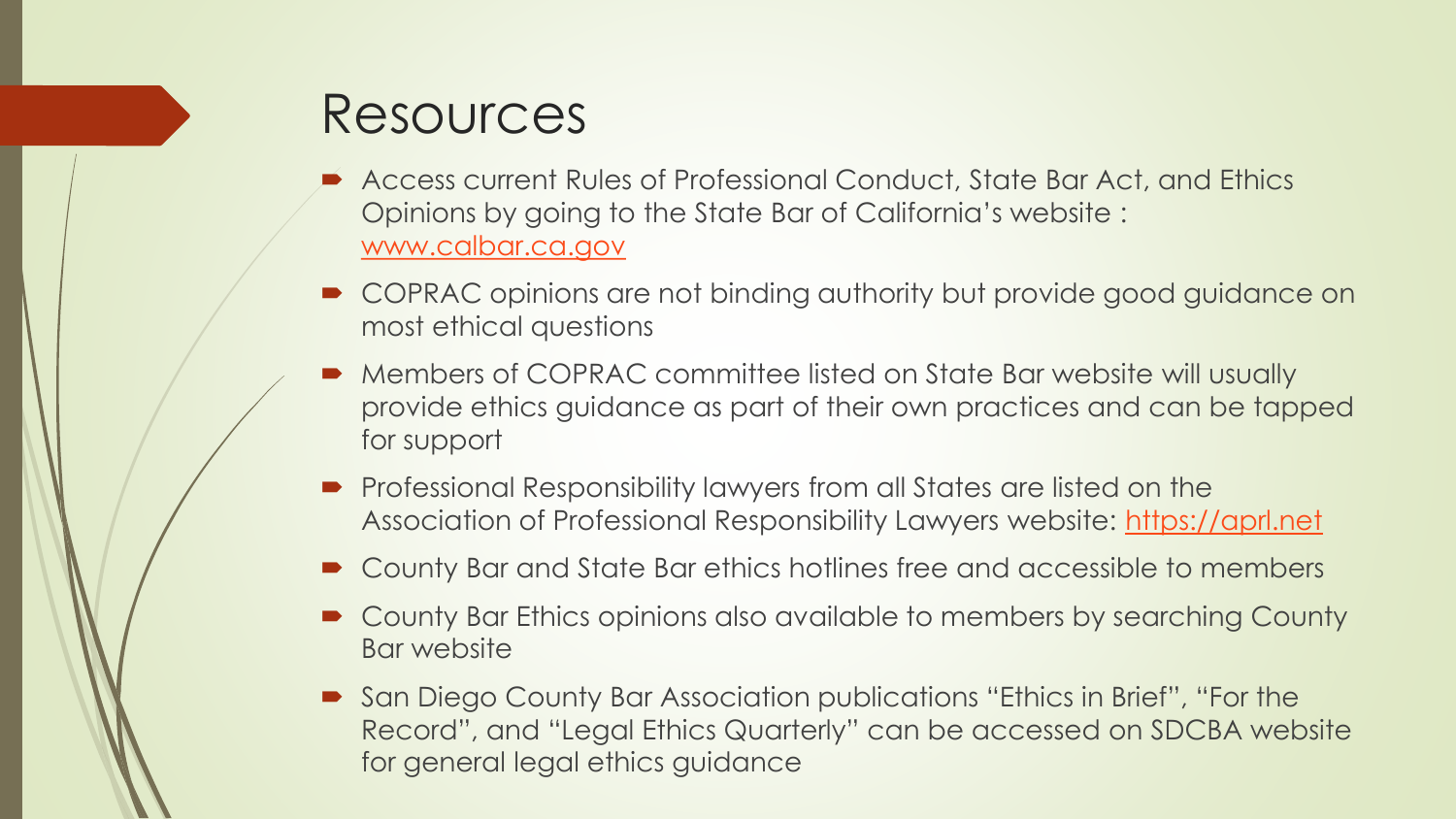# Resources

- Access current Rules of Professional Conduct, State Bar Act, and Ethics Opinions by going to the State Bar of California's website : [www.calbar.ca.gov](http://www.calbar.ca.gov)
- COPRAC opinions are not binding authority but provide good guidance on most ethical questions
- Members of COPRAC committee listed on State Bar website will usually provide ethics guidance as part of their own practices and can be tapped for support
- Professional Responsibility lawyers from all States are listed on the Association of Professional Responsibility Lawyers website: [https://aprl.net](https://aprl.net)
- County Bar and State Bar ethics hotlines free and accessible to members
- County Bar Ethics opinions also available to members by searching County Bar website
- San Diego County Bar Association publications "Ethics in Brief", "For the Record", and "Legal Ethics Quarterly" can be accessed on SDCBA website for general legal ethics guidance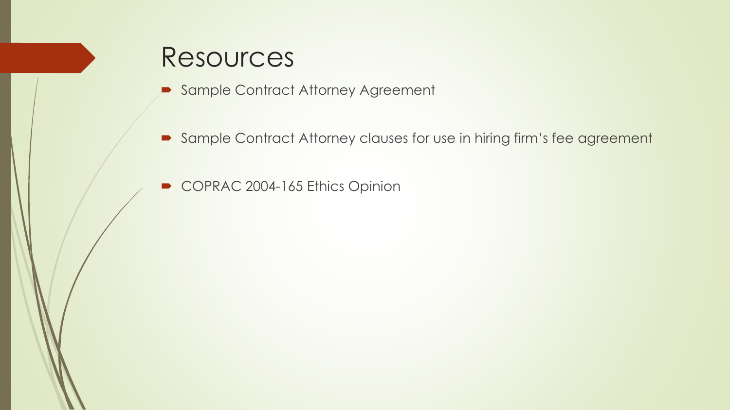# Resources

- Sample Contract Attorney Agreement
- Sample Contract Attorney clauses for use in hiring firm's fee agreement
- COPRAC 2004-165 Ethics Opinion